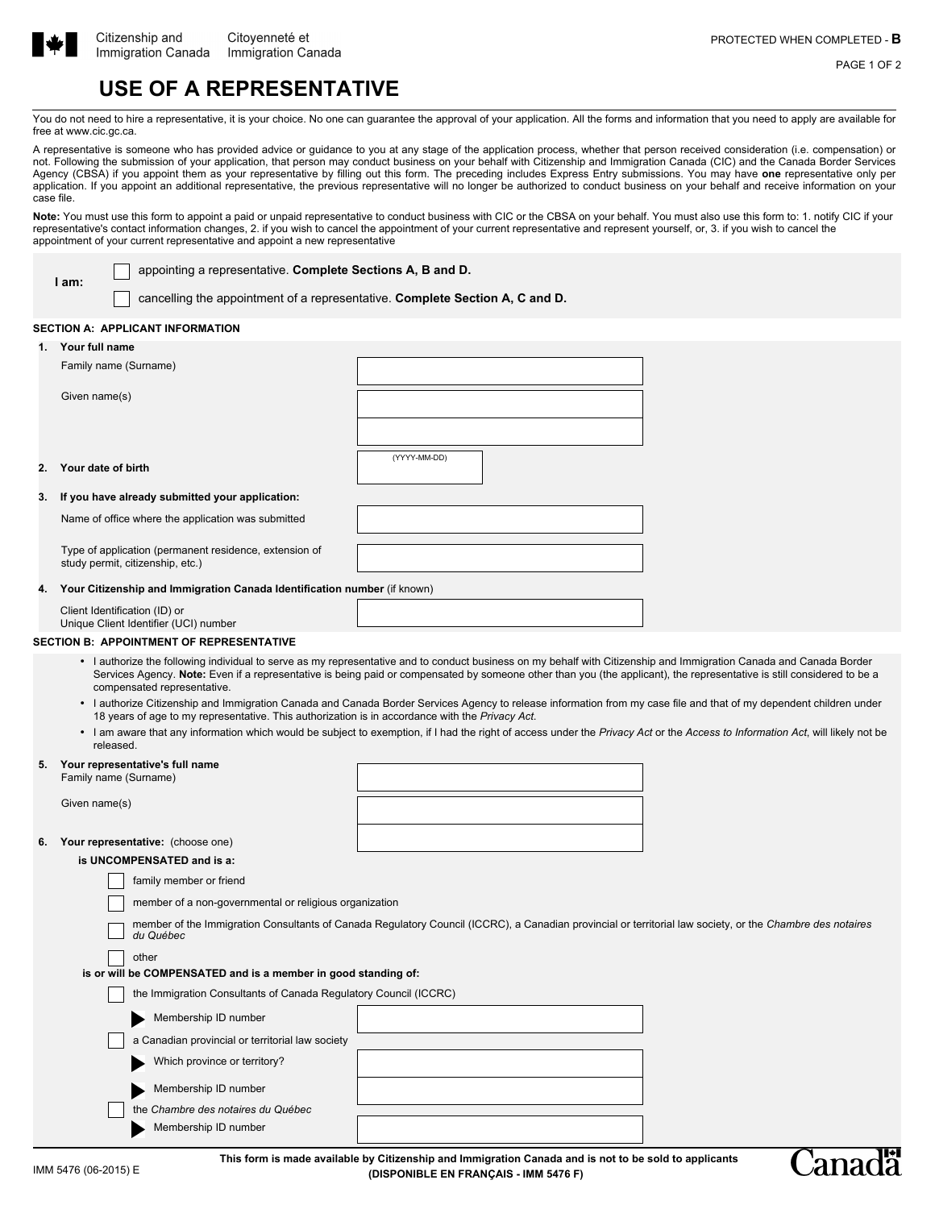Citizenship and Immigration Canada | Citoyenneté et Immigration Canada

PROTECTED WHEN COMPLETED - **B**

# USE OF A REPRESENTATIVE

You do not need to hire a representative, it is your choice. No one can guarantee the approval of your application. All the forms and information that you need to apply are available for free at www.cic.gc.ca.

A representative is someone who has provided advice or guidance to you at any stage of the application process, whether that person received consideration (i.e. compensation) or not. Following the submission of your application, that person may conduct business on your behalf with Citizenship and Immigration Canada (CIC) and the Canada Border Services Agency (CBSA) if you appoint them as your representative by filling out this form. The preceding includes Express Entry submissions. You may have **one** representative only per application. If you appoint an additional representative, the previous representative will no longer be authorized to conduct business on your behalf and receive information on your case file.

**Note:** You must use this form to appoint a paid or unpaid representative to conduct business with CIC or the CBSA on your behalf. You must also use this form to: 1. notify CIC if your representative's contact information changes, 2. if you wish to cancel the appointment of your current representative and represent yourself, or, 3. if you wish to cancel the appointment of your current representative and appoint a new representative

**I am:**

- ☐ appointing a representative. **Complete Sections A, B and D.**
- ☐ cancelling the appointment of a representative. **Complete Section A, C and D.**

## SECTION A: APPLICANT INFORMATION

**1. Your full name**

Family name (Surname) ____________________

Given name(s) ____________________

**2. Your date of birth** (YYYY-MM-DD) ____________________

**3. If you have already submitted your application:**

Name of office where the application was submitted ____________________

Type of application (permanent residence, extension of study permit, citizenship, etc.) ____________________

**4. Your Citizenship and Immigration Canada Identification number** (if known)

Client Identification (ID) or Unique Client Identifier (UCI) number ____________________

## SECTION B: APPOINTMENT OF REPRESENTATIVE

- I authorize the following individual to serve as my representative and to conduct business on my behalf with Citizenship and Immigration Canada and Canada Border Services Agency. **Note:** Even if a representative is being paid or compensated by someone other than you (the applicant), the representative is still considered to be a compensated representative.
- I authorize Citizenship and Immigration Canada and Canada Border Services Agency to release information from my case file and that of my dependent children under 18 years of age to my representative. This authorization is in accordance with the *Privacy Act*.
- I am aware that any information which would be subject to exemption, if I had the right of access under the *Privacy Act* or the *Access to Information Act*, will likely not be released.

**5. Your representative's full name**

Family name (Surname) ____________________

Given name(s) ____________________

**6. Your representative:** (choose one)

**is UNCOMPENSATED and is a:**

- ☐ family member or friend
- ☐ member of a non-governmental or religious organization
- ☐ member of the Immigration Consultants of Canada Regulatory Council (ICCRC), a Canadian provincial or territorial law society, or the *Chambre des notaires du Québec*
- ☐ other

**is or will be COMPENSATED and is a member in good standing of:**

- ☐ the Immigration Consultants of Canada Regulatory Council (ICCRC)
  - ▶ Membership ID number ____________________
- ☐ a Canadian provincial or territorial law society
  - ▶ Which province or territory? ____________________
  - ▶ Membership ID number ____________________
- ☐ the *Chambre des notaires du Québec*
  - ▶ Membership ID number ____________________

IMM 5476 (06-2015) E

**This form is made available by Citizenship and Immigration Canada and is not to be sold to applicants**
**(DISPONIBLE EN FRANÇAIS - IMM 5476 F)**

Canada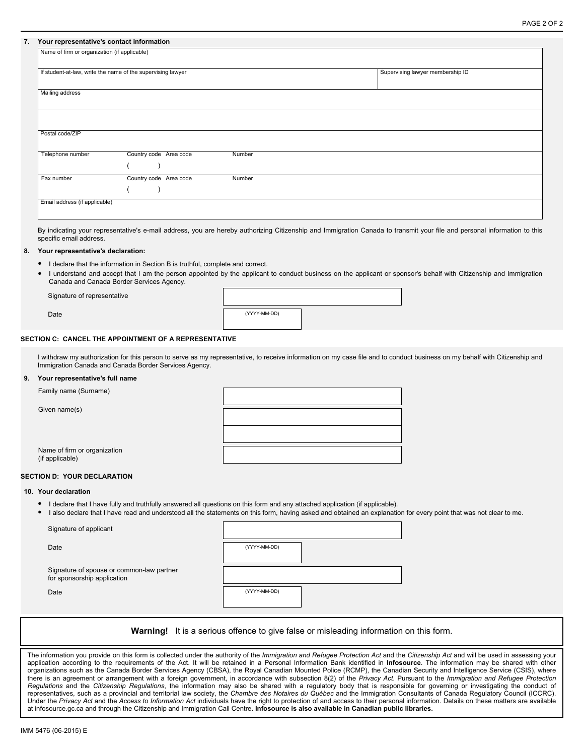**7. Your representative's contact information**

| | |
|---|---|
| Name of firm or organization (if applicable) | |
| If student-at-law, write the name of the supervising lawyer | Supervising lawyer membership ID |
| Mailing address | |
| | |
| Postal code/ZIP | |
| Telephone number | Country code ( ) Area code Number |
| Fax number | Country code ( ) Area code Number |
| Email address (if applicable) | |

By indicating your representative's e-mail address, you are hereby authorizing Citizenship and Immigration Canada to transmit your file and personal information to this specific email address.

**8. Your representative's declaration:**

- I declare that the information in Section B is truthful, complete and correct.
- I understand and accept that I am the person appointed by the applicant to conduct business on the applicant or sponsor's behalf with Citizenship and Immigration Canada and Canada Border Services Agency.

Signature of representative

Date (YYYY-MM-DD)

## SECTION C: CANCEL THE APPOINTMENT OF A REPRESENTATIVE

I withdraw my authorization for this person to serve as my representative, to receive information on my case file and to conduct business on my behalf with Citizenship and Immigration Canada and Canada Border Services Agency.

**9. Your representative's full name**

Family name (Surname)

Given name(s)

Name of firm or organization (if applicable)

## SECTION D: YOUR DECLARATION

**10. Your declaration**

- I declare that I have fully and truthfully answered all questions on this form and any attached application (if applicable).
- I also declare that I have read and understood all the statements on this form, having asked and obtained an explanation for every point that was not clear to me.

Signature of applicant

Date (YYYY-MM-DD)

Signature of spouse or common-law partner for sponsorship application

Date (YYYY-MM-DD)

**Warning!** It is a serious offence to give false or misleading information on this form.

The information you provide on this form is collected under the authority of the *Immigration and Refugee Protection Act* and the *Citizenship Act* and will be used in assessing your application according to the requirements of the Act. It will be retained in a Personal Information Bank identified in **Infosource**. The information may be shared with other organizations such as the Canada Border Services Agency (CBSA), the Royal Canadian Mounted Police (RCMP), the Canadian Security and Intelligence Service (CSIS), where there is an agreement or arrangement with a foreign government, in accordance with subsection 8(2) of the *Privacy Act*. Pursuant to the *Immigration and Refugee Protection Regulations* and the *Citizenship Regulations*, the information may also be shared with a regulatory body that is responsible for governing or investigating the conduct of representatives, such as a provincial and territorial law society, the *Chambre des Notaires du Québec* and the Immigration Consultants of Canada Regulatory Council (ICCRC). Under the *Privacy Act* and the *Access to Information Act* individuals have the right to protection of and access to their personal information. Details on these matters are available at infosource.gc.ca and through the Citizenship and Immigration Call Centre. **Infosource is also available in Canadian public libraries.**

IMM 5476 (06-2015) E